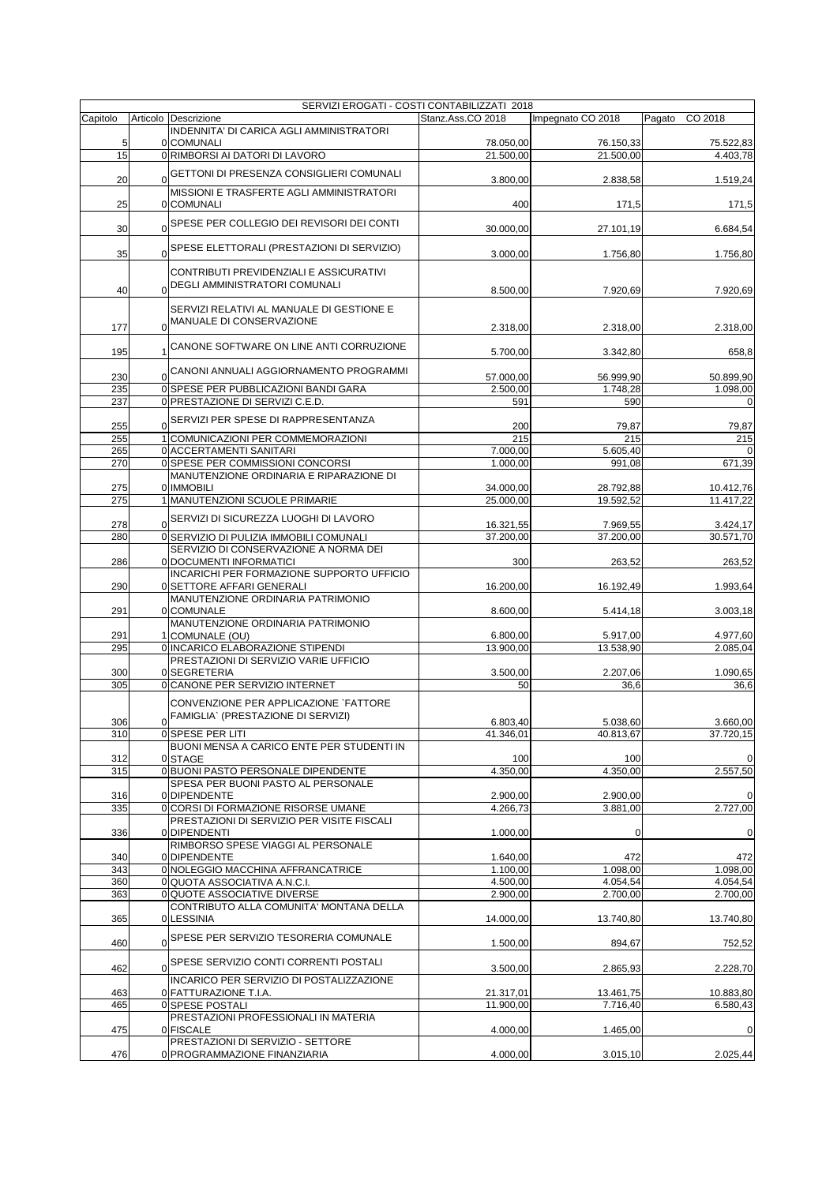| SERVIZI EROGATI - COSTI CONTABILIZZATI 2018 | | | | | |
|---|---|---|---|---|---|
| Capitolo | Articolo | Descrizione | Stanz.Ass.CO 2018 | Impegnato CO 2018 | Pagato CO 2018 |
| 5 | 0 | INDENNITA' DI CARICA AGLI AMMINISTRATORI COMUNALI | 78.050,00 | 76.150,33 | 75.522,83 |
| 15 | 0 | RIMBORSI AI DATORI DI LAVORO | 21.500,00 | 21.500,00 | 4.403,78 |
| 20 | 0 | GETTONI DI PRESENZA CONSIGLIERI COMUNALI | 3.800,00 | 2.838,58 | 1.519,24 |
| 25 | 0 | MISSIONI E TRASFERTE AGLI AMMINISTRATORI COMUNALI | 400 | 171,5 | 171,5 |
| 30 | 0 | SPESE PER COLLEGIO DEI REVISORI DEI CONTI | 30.000,00 | 27.101,19 | 6.684,54 |
| 35 | 0 | SPESE ELETTORALI (PRESTAZIONI DI SERVIZIO) | 3.000,00 | 1.756,80 | 1.756,80 |
| 40 | 0 | CONTRIBUTI PREVIDENZIALI E ASSICURATIVI DEGLI AMMINISTRATORI COMUNALI | 8.500,00 | 7.920,69 | 7.920,69 |
| 177 | 0 | SERVIZI RELATIVI AL MANUALE DI GESTIONE E MANUALE DI CONSERVAZIONE | 2.318,00 | 2.318,00 | 2.318,00 |
| 195 | 1 | CANONE SOFTWARE ON LINE ANTI CORRUZIONE | 5.700,00 | 3.342,80 | 658,8 |
| 230 | 0 | CANONI ANNUALI AGGIORNAMENTO PROGRAMMI | 57.000,00 | 56.999,90 | 50.899,90 |
| 235 | 0 | SPESE PER PUBBLICAZIONI BANDI GARA | 2.500,00 | 1.748,28 | 1.098,00 |
| 237 | 0 | PRESTAZIONE DI SERVIZI C.E.D. | 591 | 590 | 0 |
| 255 | 0 | SERVIZI PER SPESE DI RAPPRESENTANZA | 200 | 79,87 | 79,87 |
| 255 | 1 | COMUNICAZIONI PER COMMEMORAZIONI | 215 | 215 | 215 |
| 265 | 0 | ACCERTAMENTI SANITARI | 7.000,00 | 5.605,40 | 0 |
| 270 | 0 | SPESE PER COMMISSIONI CONCORSI | 1.000,00 | 991,08 | 671,39 |
| 275 | 0 | MANUTENZIONE ORDINARIA E RIPARAZIONE DI IMMOBILI | 34.000,00 | 28.792,88 | 10.412,76 |
| 275 | 1 | MANUTENZIONI SCUOLE PRIMARIE | 25.000,00 | 19.592,52 | 11.417,22 |
| 278 | 0 | SERVIZI DI SICUREZZA LUOGHI DI LAVORO | 16.321,55 | 7.969,55 | 3.424,17 |
| 280 | 0 | SERVIZIO DI PULIZIA IMMOBILI COMUNALI | 37.200,00 | 37.200,00 | 30.571,70 |
| 286 | 0 | SERVIZIO DI CONSERVAZIONE A NORMA DEI DOCUMENTI INFORMATICI | 300 | 263,52 | 263,52 |
| 290 | 0 | INCARICHI PER FORMAZIONE SUPPORTO UFFICIO SETTORE AFFARI GENERALI | 16.200,00 | 16.192,49 | 1.993,64 |
| 291 | 0 | MANUTENZIONE ORDINARIA PATRIMONIO COMUNALE | 8.600,00 | 5.414,18 | 3.003,18 |
| 291 | 1 | MANUTENZIONE ORDINARIA PATRIMONIO COMUNALE (OU) | 6.800,00 | 5.917,00 | 4.977,60 |
| 295 | 0 | INCARICO ELABORAZIONE STIPENDI | 13.900,00 | 13.538,90 | 2.085,04 |
| 300 | 0 | PRESTAZIONI DI SERVIZIO VARIE UFFICIO SEGRETERIA | 3.500,00 | 2.207,06 | 1.090,65 |
| 305 | 0 | CANONE PER SERVIZIO INTERNET | 50 | 36,6 | 36,6 |
| 306 | 0 | CONVENZIONE PER APPLICAZIONE `FATTORE FAMIGLIA` (PRESTAZIONE DI SERVIZI) | 6.803,40 | 5.038,60 | 3.660,00 |
| 310 | 0 | SPESE PER LITI | 41.346,01 | 40.813,67 | 37.720,15 |
| 312 | 0 | BUONI MENSA A CARICO ENTE PER STUDENTI IN STAGE | 100 | 100 | 0 |
| 315 | 0 | BUONI PASTO PERSONALE DIPENDENTE | 4.350,00 | 4.350,00 | 2.557,50 |
| 316 | 0 | SPESA PER BUONI PASTO AL PERSONALE DIPENDENTE | 2.900,00 | 2.900,00 | 0 |
| 335 | 0 | CORSI DI FORMAZIONE RISORSE UMANE | 4.266,73 | 3.881,00 | 2.727,00 |
| 336 | 0 | PRESTAZIONI DI SERVIZIO PER VISITE FISCALI DIPENDENTI | 1.000,00 | 0 | 0 |
| 340 | 0 | RIMBORSO SPESE VIAGGI AL PERSONALE DIPENDENTE | 1.640,00 | 472 | 472 |
| 343 | 0 | NOLEGGIO MACCHINA AFFRANCATRICE | 1.100,00 | 1.098,00 | 1.098,00 |
| 360 | 0 | QUOTA ASSOCIATIVA A.N.C.I. | 4.500,00 | 4.054,54 | 4.054,54 |
| 363 | 0 | QUOTE ASSOCIATIVE DIVERSE | 2.900,00 | 2.700,00 | 2.700,00 |
| 365 | 0 | CONTRIBUTO ALLA COMUNITA' MONTANA DELLA LESSINIA | 14.000,00 | 13.740,80 | 13.740,80 |
| 460 | 0 | SPESE PER SERVIZIO TESORERIA COMUNALE | 1.500,00 | 894,67 | 752,52 |
| 462 | 0 | SPESE SERVIZIO CONTI CORRENTI POSTALI | 3.500,00 | 2.865,93 | 2.228,70 |
| 463 | 0 | INCARICO PER SERVIZIO DI POSTALIZZAZIONE FATTURAZIONE T.I.A. | 21.317,01 | 13.461,75 | 10.883,80 |
| 465 | 0 | SPESE POSTALI | 11.900,00 | 7.716,40 | 6.580,43 |
| 475 | 0 | PRESTAZIONI PROFESSIONALI IN MATERIA FISCALE | 4.000,00 | 1.465,00 | 0 |
| 476 | 0 | PRESTAZIONI DI SERVIZIO - SETTORE PROGRAMMAZIONE FINANZIARIA | 4.000,00 | 3.015,10 | 2.025,44 |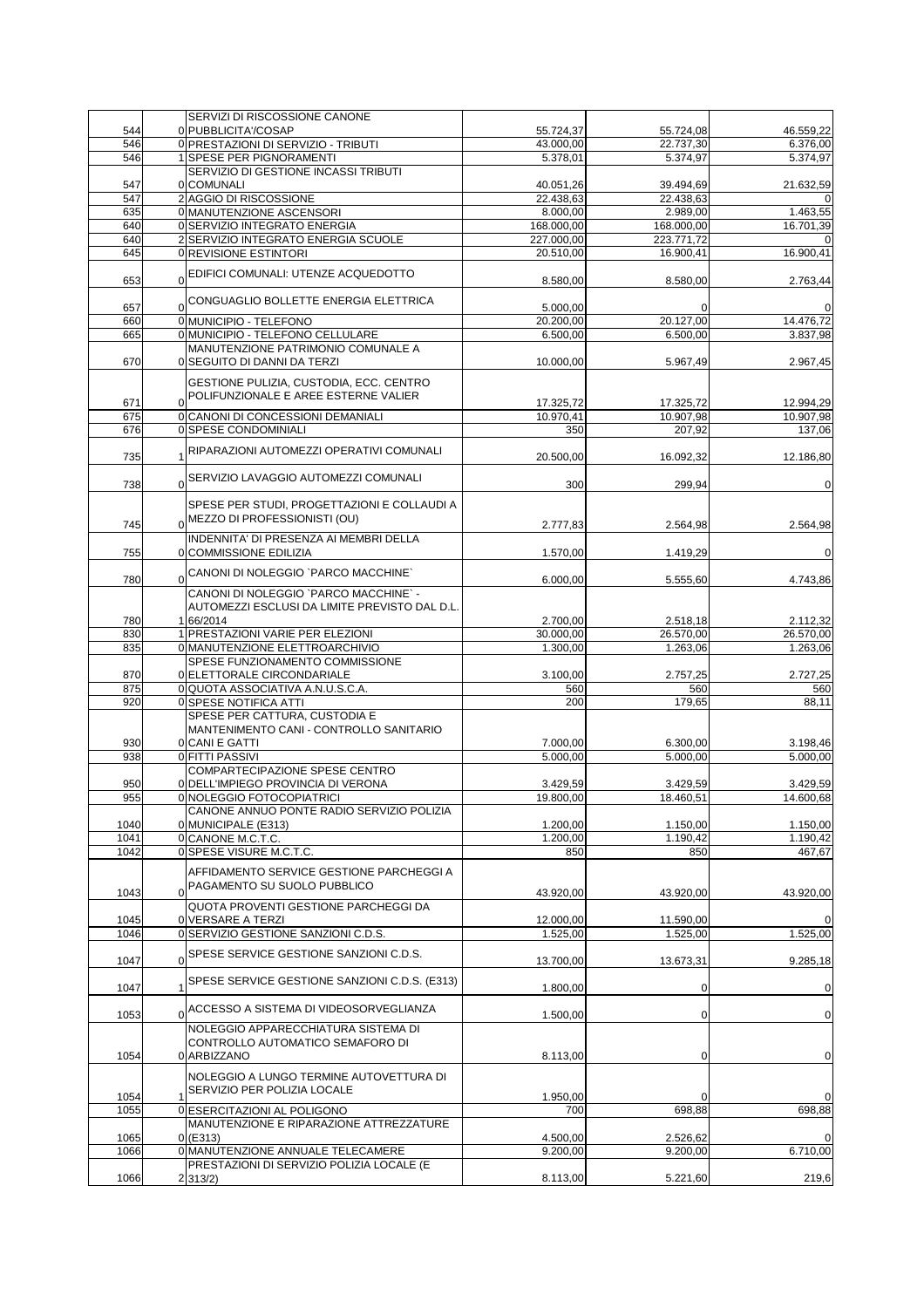| | | | | | |
|---|---|---|---|---|---|
| 544 | 0 | SERVIZI DI RISCOSSIONE CANONE PUBBLICITA'/COSAP | 55.724,37 | 55.724,08 | 46.559,22 |
| 546 | 0 | PRESTAZIONI DI SERVIZIO - TRIBUTI | 43.000,00 | 22.737,30 | 6.376,00 |
| 546 | 1 | SPESE PER PIGNORAMENTI | 5.378,01 | 5.374,97 | 5.374,97 |
| 547 | 0 | SERVIZIO DI GESTIONE INCASSI TRIBUTI COMUNALI | 40.051,26 | 39.494,69 | 21.632,59 |
| 547 | 2 | AGGIO DI RISCOSSIONE | 22.438,63 | 22.438,63 | 0 |
| 635 | 0 | MANUTENZIONE ASCENSORI | 8.000,00 | 2.989,00 | 1.463,55 |
| 640 | 0 | SERVIZIO INTEGRATO ENERGIA | 168.000,00 | 168.000,00 | 16.701,39 |
| 640 | 2 | SERVIZIO INTEGRATO ENERGIA SCUOLE | 227.000,00 | 223.771,72 | 0 |
| 645 | 0 | REVISIONE ESTINTORI | 20.510,00 | 16.900,41 | 16.900,41 |
| 653 | 0 | EDIFICI COMUNALI: UTENZE ACQUEDOTTO | 8.580,00 | 8.580,00 | 2.763,44 |
| 657 | 0 | CONGUAGLIO BOLLETTE ENERGIA ELETTRICA | 5.000,00 | 0 | 0 |
| 660 | 0 | MUNICIPIO - TELEFONO | 20.200,00 | 20.127,00 | 14.476,72 |
| 665 | 0 | MUNICIPIO - TELEFONO CELLULARE | 6.500,00 | 6.500,00 | 3.837,98 |
| 670 | 0 | MANUTENZIONE PATRIMONIO COMUNALE A SEGUITO DI DANNI DA TERZI | 10.000,00 | 5.967,49 | 2.967,45 |
| 671 | 0 | GESTIONE PULIZIA, CUSTODIA, ECC. CENTRO POLIFUNZIONALE E AREE ESTERNE VALIER | 17.325,72 | 17.325,72 | 12.994,29 |
| 675 | 0 | CANONI DI CONCESSIONI DEMANIALI | 10.970,41 | 10.907,98 | 10.907,98 |
| 676 | 0 | SPESE CONDOMINIALI | 350 | 207,92 | 137,06 |
| 735 | 1 | RIPARAZIONI AUTOMEZZI OPERATIVI COMUNALI | 20.500,00 | 16.092,32 | 12.186,80 |
| 738 | 0 | SERVIZIO LAVAGGIO AUTOMEZZI COMUNALI | 300 | 299,94 | 0 |
| 745 | 0 | SPESE PER STUDI, PROGETTAZIONI E COLLAUDI A MEZZO DI PROFESSIONISTI (OU) | 2.777,83 | 2.564,98 | 2.564,98 |
| 755 | 0 | INDENNITA' DI PRESENZA AI MEMBRI DELLA COMMISSIONE EDILIZIA | 1.570,00 | 1.419,29 | 0 |
| 780 | 0 | CANONI DI NOLEGGIO `PARCO MACCHINE` | 6.000,00 | 5.555,60 | 4.743,86 |
| 780 | 1 | CANONI DI NOLEGGIO `PARCO MACCHINE` - AUTOMEZZI ESCLUSI DA LIMITE PREVISTO DAL D.L. 66/2014 | 2.700,00 | 2.518,18 | 2.112,32 |
| 830 | 1 | PRESTAZIONI VARIE PER ELEZIONI | 30.000,00 | 26.570,00 | 26.570,00 |
| 835 | 0 | MANUTENZIONE ELETTROARCHIVIO | 1.300,00 | 1.263,06 | 1.263,06 |
| 870 | 0 | SPESE FUNZIONAMENTO COMMISSIONE ELETTORALE CIRCONDARIALE | 3.100,00 | 2.757,25 | 2.727,25 |
| 875 | 0 | QUOTA ASSOCIATIVA A.N.U.S.C.A. | 560 | 560 | 560 |
| 920 | 0 | SPESE NOTIFICA ATTI | 200 | 179,65 | 88,11 |
| 930 | 0 | SPESE PER CATTURA, CUSTODIA E MANTENIMENTO CANI - CONTROLLO SANITARIO CANI E GATTI | 7.000,00 | 6.300,00 | 3.198,46 |
| 938 | 0 | FITTI PASSIVI | 5.000,00 | 5.000,00 | 5.000,00 |
| 950 | 0 | COMPARTECIPAZIONE SPESE CENTRO DELL'IMPIEGO PROVINCIA DI VERONA | 3.429,59 | 3.429,59 | 3.429,59 |
| 955 | 0 | NOLEGGIO FOTOCOPIATRICI | 19.800,00 | 18.460,51 | 14.600,68 |
| 1040 | 0 | CANONE ANNUO PONTE RADIO SERVIZIO POLIZIA MUNICIPALE (E313) | 1.200,00 | 1.150,00 | 1.150,00 |
| 1041 | 0 | CANONE M.C.T.C. | 1.200,00 | 1.190,42 | 1.190,42 |
| 1042 | 0 | SPESE VISURE M.C.T.C. | 850 | 850 | 467,67 |
| 1043 | 0 | AFFIDAMENTO SERVICE GESTIONE PARCHEGGI A PAGAMENTO SU SUOLO PUBBLICO | 43.920,00 | 43.920,00 | 43.920,00 |
| 1045 | 0 | QUOTA PROVENTI GESTIONE PARCHEGGI DA VERSARE A TERZI | 12.000,00 | 11.590,00 | 0 |
| 1046 | 0 | SERVIZIO GESTIONE SANZIONI C.D.S. | 1.525,00 | 1.525,00 | 1.525,00 |
| 1047 | 0 | SPESE SERVICE GESTIONE SANZIONI C.D.S. | 13.700,00 | 13.673,31 | 9.285,18 |
| 1047 | 1 | SPESE SERVICE GESTIONE SANZIONI C.D.S. (E313) | 1.800,00 | 0 | 0 |
| 1053 | 0 | ACCESSO A SISTEMA DI VIDEOSORVEGLIANZA | 1.500,00 | 0 | 0 |
| 1054 | 0 | NOLEGGIO APPARECCHIATURA SISTEMA DI CONTROLLO AUTOMATICO SEMAFORO DI ARBIZZANO | 8.113,00 | 0 | 0 |
| 1054 | 1 | NOLEGGIO A LUNGO TERMINE AUTOVETTURA DI SERVIZIO PER POLIZIA LOCALE | 1.950,00 | 0 | 0 |
| 1055 | 0 | ESERCITAZIONI AL POLIGONO | 700 | 698,88 | 698,88 |
| 1065 | 0 | MANUTENZIONE E RIPARAZIONE ATTREZZATURE (E313) | 4.500,00 | 2.526,62 | 0 |
| 1066 | 0 | MANUTENZIONE ANNUALE TELECAMERE | 9.200,00 | 9.200,00 | 6.710,00 |
| 1066 | 2 | PRESTAZIONI DI SERVIZIO POLIZIA LOCALE (E 313/2) | 8.113,00 | 5.221,60 | 219,6 |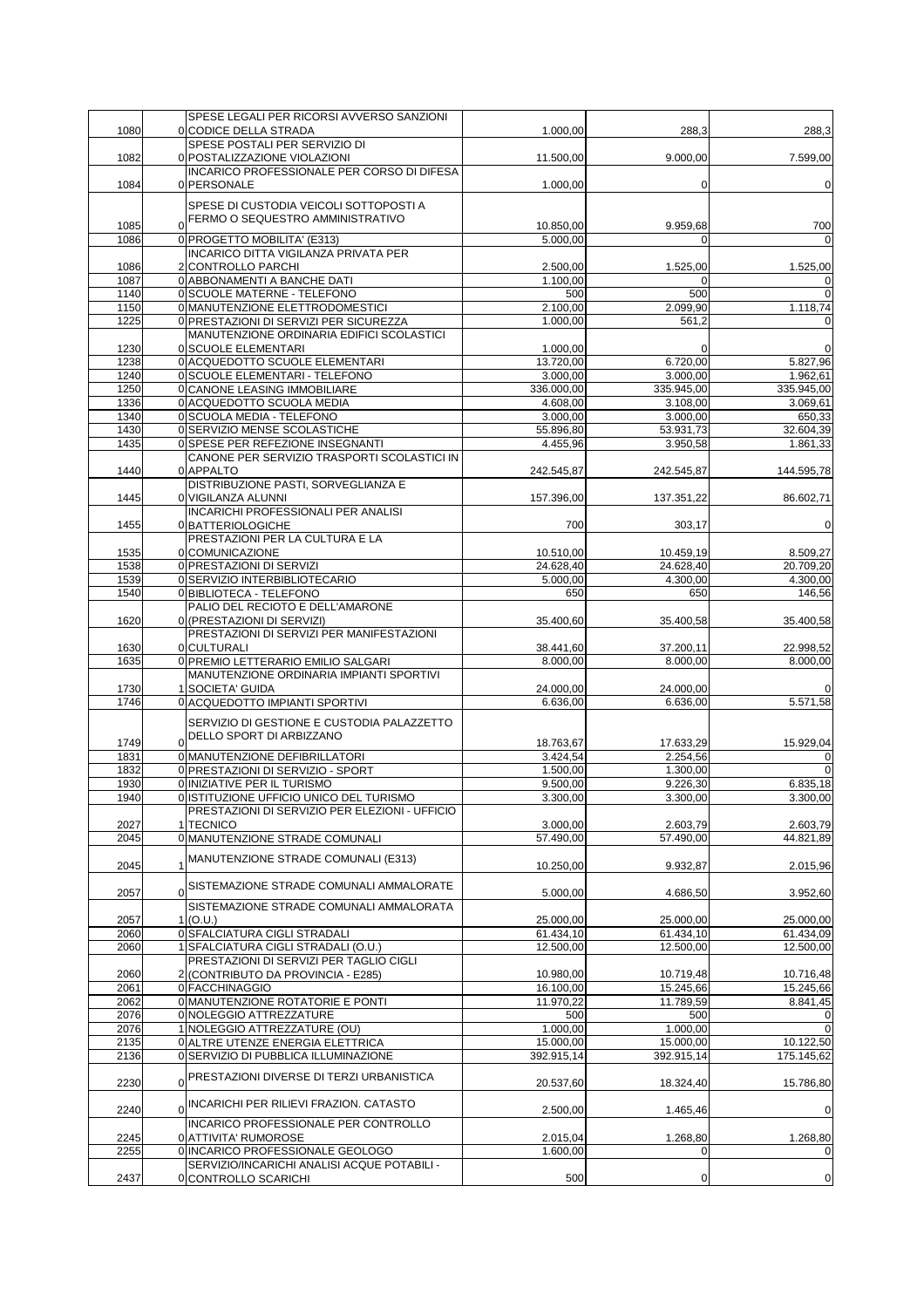| | | | | | |
|---|---|---|---|---|---|
| 1080 | 0 | SPESE LEGALI PER RICORSI AVVERSO SANZIONI CODICE DELLA STRADA | 1.000,00 | 288,3 | 288,3 |
| 1082 | 0 | SPESE POSTALI PER SERVIZIO DI POSTALIZZAZIONE VIOLAZIONI | 11.500,00 | 9.000,00 | 7.599,00 |
| 1084 | 0 | INCARICO PROFESSIONALE PER CORSO DI DIFESA PERSONALE | 1.000,00 | 0 | 0 |
| 1085 | 0 | SPESE DI CUSTODIA VEICOLI SOTTOPOSTI A FERMO O SEQUESTRO AMMINISTRATIVO | 10.850,00 | 9.959,68 | 700 |
| 1086 | 0 | PROGETTO MOBILITA' (E313) | 5.000,00 | 0 | 0 |
| 1086 | 2 | INCARICO DITTA VIGILANZA PRIVATA PER CONTROLLO PARCHI | 2.500,00 | 1.525,00 | 1.525,00 |
| 1087 | 0 | ABBONAMENTI A BANCHE DATI | 1.100,00 | 0 | 0 |
| 1140 | 0 | SCUOLE MATERNE - TELEFONO | 500 | 500 | 0 |
| 1150 | 0 | MANUTENZIONE ELETTRODOMESTICI | 2.100,00 | 2.099,90 | 1.118,74 |
| 1225 | 0 | PRESTAZIONI DI SERVIZI PER SICUREZZA | 1.000,00 | 561,2 | 0 |
| 1230 | 0 | MANUTENZIONE ORDINARIA EDIFICI SCOLASTICI SCUOLE ELEMENTARI | 1.000,00 | 0 | 0 |
| 1238 | 0 | ACQUEDOTTO SCUOLE ELEMENTARI | 13.720,00 | 6.720,00 | 5.827,96 |
| 1240 | 0 | SCUOLE ELEMENTARI - TELEFONO | 3.000,00 | 3.000,00 | 1.962,61 |
| 1250 | 0 | CANONE LEASING IMMOBILIARE | 336.000,00 | 335.945,00 | 335.945,00 |
| 1336 | 0 | ACQUEDOTTO SCUOLA MEDIA | 4.608,00 | 3.108,00 | 3.069,61 |
| 1340 | 0 | SCUOLA MEDIA - TELEFONO | 3.000,00 | 3.000,00 | 650,33 |
| 1430 | 0 | SERVIZIO MENSE SCOLASTICHE | 55.896,80 | 53.931,73 | 32.604,39 |
| 1435 | 0 | SPESE PER REFEZIONE INSEGNANTI | 4.455,96 | 3.950,58 | 1.861,33 |
| 1440 | 0 | CANONE PER SERVIZIO TRASPORTI SCOLASTICI IN APPALTO | 242.545,87 | 242.545,87 | 144.595,78 |
| 1445 | 0 | DISTRIBUZIONE PASTI, SORVEGLIANZA E VIGILANZA ALUNNI | 157.396,00 | 137.351,22 | 86.602,71 |
| 1455 | 0 | INCARICHI PROFESSIONALI PER ANALISI BATTERIOLOGICHE | 700 | 303,17 | 0 |
| 1535 | 0 | PRESTAZIONI PER LA CULTURA E LA COMUNICAZIONE | 10.510,00 | 10.459,19 | 8.509,27 |
| 1538 | 0 | PRESTAZIONI DI SERVIZI | 24.628,40 | 24.628,40 | 20.709,20 |
| 1539 | 0 | SERVIZIO INTERBIBLIOTECARIO | 5.000,00 | 4.300,00 | 4.300,00 |
| 1540 | 0 | BIBLIOTECA - TELEFONO | 650 | 650 | 146,56 |
| 1620 | 0 | PALIO DEL RECIOTO E DELL'AMARONE (PRESTAZIONI DI SERVIZI) | 35.400,60 | 35.400,58 | 35.400,58 |
| 1630 | 0 | PRESTAZIONI DI SERVIZI PER MANIFESTAZIONI CULTURALI | 38.441,60 | 37.200,11 | 22.998,52 |
| 1635 | 0 | PREMIO LETTERARIO EMILIO SALGARI | 8.000,00 | 8.000,00 | 8.000,00 |
| 1730 | 1 | MANUTENZIONE ORDINARIA IMPIANTI SPORTIVI SOCIETA' GUIDA | 24.000,00 | 24.000,00 | 0 |
| 1746 | 0 | ACQUEDOTTO IMPIANTI SPORTIVI | 6.636,00 | 6.636,00 | 5.571,58 |
| 1749 | 0 | SERVIZIO DI GESTIONE E CUSTODIA PALAZZETTO DELLO SPORT DI ARBIZZANO | 18.763,67 | 17.633,29 | 15.929,04 |
| 1831 | 0 | MANUTENZIONE DEFIBRILLATORI | 3.424,54 | 2.254,56 | 0 |
| 1832 | 0 | PRESTAZIONI DI SERVIZIO - SPORT | 1.500,00 | 1.300,00 | 0 |
| 1930 | 0 | INIZIATIVE PER IL TURISMO | 9.500,00 | 9.226,30 | 6.835,18 |
| 1940 | 0 | ISTITUZIONE UFFICIO UNICO DEL TURISMO | 3.300,00 | 3.300,00 | 3.300,00 |
| 2027 | 1 | PRESTAZIONI DI SERVIZIO PER ELEZIONI - UFFICIO TECNICO | 3.000,00 | 2.603,79 | 2.603,79 |
| 2045 | 0 | MANUTENZIONE STRADE COMUNALI | 57.490,00 | 57.490,00 | 44.821,89 |
| 2045 | 1 | MANUTENZIONE STRADE COMUNALI (E313) | 10.250,00 | 9.932,87 | 2.015,96 |
| 2057 | 0 | SISTEMAZIONE STRADE COMUNALI AMMALORATE | 5.000,00 | 4.686,50 | 3.952,60 |
| 2057 | 1 | SISTEMAZIONE STRADE COMUNALI AMMALORATA (O.U.) | 25.000,00 | 25.000,00 | 25.000,00 |
| 2060 | 0 | SFALCIATURA CIGLI STRADALI | 61.434,10 | 61.434,10 | 61.434,09 |
| 2060 | 1 | SFALCIATURA CIGLI STRADALI (O.U.) | 12.500,00 | 12.500,00 | 12.500,00 |
| 2060 | 2 | PRESTAZIONI DI SERVIZI PER TAGLIO CIGLI (CONTRIBUTO DA PROVINCIA - E285) | 10.980,00 | 10.719,48 | 10.716,48 |
| 2061 | 0 | FACCHINAGGIO | 16.100,00 | 15.245,66 | 15.245,66 |
| 2062 | 0 | MANUTENZIONE ROTATORIE E PONTI | 11.970,22 | 11.789,59 | 8.841,45 |
| 2076 | 0 | NOLEGGIO ATTREZZATURE | 500 | 500 | 0 |
| 2076 | 1 | NOLEGGIO ATTREZZATURE (OU) | 1.000,00 | 1.000,00 | 0 |
| 2135 | 0 | ALTRE UTENZE ENERGIA ELETTRICA | 15.000,00 | 15.000,00 | 10.122,50 |
| 2136 | 0 | SERVIZIO DI PUBBLICA ILLUMINAZIONE | 392.915,14 | 392.915,14 | 175.145,62 |
| 2230 | 0 | PRESTAZIONI DIVERSE DI TERZI URBANISTICA | 20.537,60 | 18.324,40 | 15.786,80 |
| 2240 | 0 | INCARICHI PER RILIEVI FRAZION. CATASTO | 2.500,00 | 1.465,46 | 0 |
| 2245 | 0 | INCARICO PROFESSIONALE PER CONTROLLO ATTIVITA' RUMOROSE | 2.015,04 | 1.268,80 | 1.268,80 |
| 2255 | 0 | INCARICO PROFESSIONALE GEOLOGO | 1.600,00 | 0 | 0 |
| 2437 | 0 | SERVIZIO/INCARICHI ANALISI ACQUE POTABILI - CONTROLLO SCARICHI | 500 | 0 | 0 |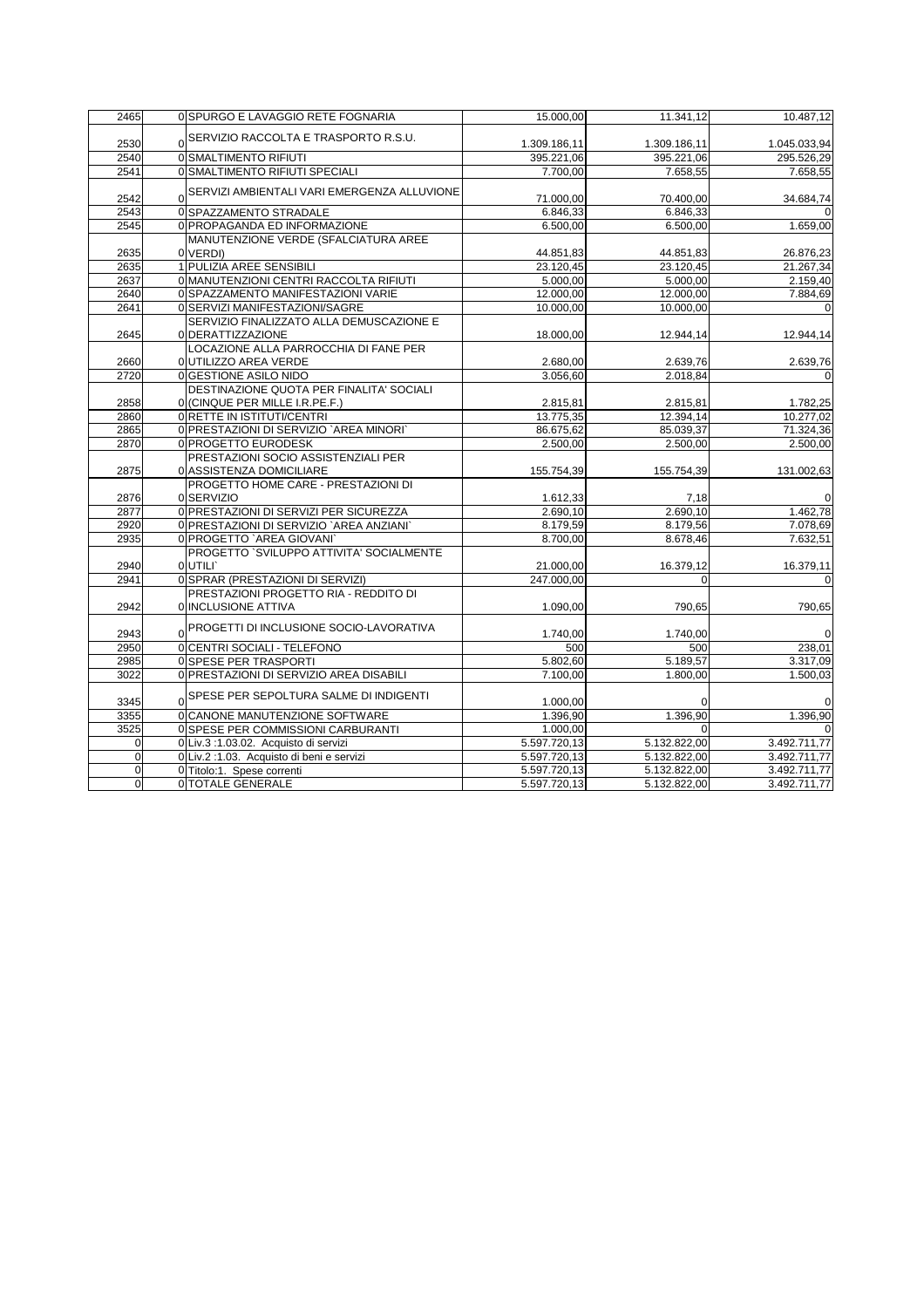| | | | | | |
|---|---|---|---|---|---|
| 2465 | 0 | SPURGO E LAVAGGIO RETE FOGNARIA | 15.000,00 | 11.341,12 | 10.487,12 |
| 2530 | 0 | SERVIZIO RACCOLTA E TRASPORTO R.S.U. | 1.309.186,11 | 1.309.186,11 | 1.045.033,94 |
| 2540 | 0 | SMALTIMENTO RIFIUTI | 395.221,06 | 395.221,06 | 295.526,29 |
| 2541 | 0 | SMALTIMENTO RIFIUTI SPECIALI | 7.700,00 | 7.658,55 | 7.658,55 |
| 2542 | 0 | SERVIZI AMBIENTALI VARI EMERGENZA ALLUVIONE | 71.000,00 | 70.400,00 | 34.684,74 |
| 2543 | 0 | SPAZZAMENTO STRADALE | 6.846,33 | 6.846,33 | 0 |
| 2545 | 0 | PROPAGANDA ED INFORMAZIONE | 6.500,00 | 6.500,00 | 1.659,00 |
| 2635 | 0 | MANUTENZIONE VERDE (SFALCIATURA AREE VERDI) | 44.851,83 | 44.851,83 | 26.876,23 |
| 2635 | 1 | PULIZIA AREE SENSIBILI | 23.120,45 | 23.120,45 | 21.267,34 |
| 2637 | 0 | MANUTENZIONI CENTRI RACCOLTA RIFIUTI | 5.000,00 | 5.000,00 | 2.159,40 |
| 2640 | 0 | SPAZZAMENTO MANIFESTAZIONI VARIE | 12.000,00 | 12.000,00 | 7.884,69 |
| 2641 | 0 | SERVIZI MANIFESTAZIONI/SAGRE | 10.000,00 | 10.000,00 | 0 |
| 2645 | 0 | SERVIZIO FINALIZZATO ALLA DEMUSCAZIONE E DERATTIZZAZIONE | 18.000,00 | 12.944,14 | 12.944,14 |
| 2660 | 0 | LOCAZIONE ALLA PARROCCHIA DI FANE PER UTILIZZO AREA VERDE | 2.680,00 | 2.639,76 | 2.639,76 |
| 2720 | 0 | GESTIONE ASILO NIDO | 3.056,60 | 2.018,84 | 0 |
| 2858 | 0 | DESTINAZIONE QUOTA PER FINALITA' SOCIALI (CINQUE PER MILLE I.R.PE.F.) | 2.815,81 | 2.815,81 | 1.782,25 |
| 2860 | 0 | RETTE IN ISTITUTI/CENTRI | 13.775,35 | 12.394,14 | 10.277,02 |
| 2865 | 0 | PRESTAZIONI DI SERVIZIO `AREA MINORI` | 86.675,62 | 85.039,37 | 71.324,36 |
| 2870 | 0 | PROGETTO EURODESK | 2.500,00 | 2.500,00 | 2.500,00 |
| 2875 | 0 | PRESTAZIONI SOCIO ASSISTENZIALI PER ASSISTENZA DOMICILIARE | 155.754,39 | 155.754,39 | 131.002,63 |
| 2876 | 0 | PROGETTO HOME CARE - PRESTAZIONI DI SERVIZIO | 1.612,33 | 7,18 | 0 |
| 2877 | 0 | PRESTAZIONI DI SERVIZI PER SICUREZZA | 2.690,10 | 2.690,10 | 1.462,78 |
| 2920 | 0 | PRESTAZIONI DI SERVIZIO `AREA ANZIANI` | 8.179,59 | 8.179,56 | 7.078,69 |
| 2935 | 0 | PROGETTO `AREA GIOVANI` | 8.700,00 | 8.678,46 | 7.632,51 |
| 2940 | 0 | PROGETTO `SVILUPPO ATTIVITA' SOCIALMENTE UTILI` | 21.000,00 | 16.379,12 | 16.379,11 |
| 2941 | 0 | SPRAR (PRESTAZIONI DI SERVIZI) | 247.000,00 | 0 | 0 |
| 2942 | 0 | PRESTAZIONI PROGETTO RIA - REDDITO DI INCLUSIONE ATTIVA | 1.090,00 | 790,65 | 790,65 |
| 2943 | 0 | PROGETTI DI INCLUSIONE SOCIO-LAVORATIVA | 1.740,00 | 1.740,00 | 0 |
| 2950 | 0 | CENTRI SOCIALI - TELEFONO | 500 | 500 | 238,01 |
| 2985 | 0 | SPESE PER TRASPORTI | 5.802,60 | 5.189,57 | 3.317,09 |
| 3022 | 0 | PRESTAZIONI DI SERVIZIO AREA DISABILI | 7.100,00 | 1.800,00 | 1.500,03 |
| 3345 | 0 | SPESE PER SEPOLTURA SALME DI INDIGENTI | 1.000,00 | 0 | 0 |
| 3355 | 0 | CANONE MANUTENZIONE SOFTWARE | 1.396,90 | 1.396,90 | 1.396,90 |
| 3525 | 0 | SPESE PER COMMISSIONI CARBURANTI | 1.000,00 | 0 | 0 |
| 0 | 0 | Liv.3 :1.03.02. Acquisto di servizi | 5.597.720,13 | 5.132.822,00 | 3.492.711,77 |
| 0 | 0 | Liv.2 :1.03. Acquisto di beni e servizi | 5.597.720,13 | 5.132.822,00 | 3.492.711,77 |
| 0 | 0 | Titolo:1. Spese correnti | 5.597.720,13 | 5.132.822,00 | 3.492.711,77 |
| 0 | 0 | TOTALE GENERALE | 5.597.720,13 | 5.132.822,00 | 3.492.711,77 |